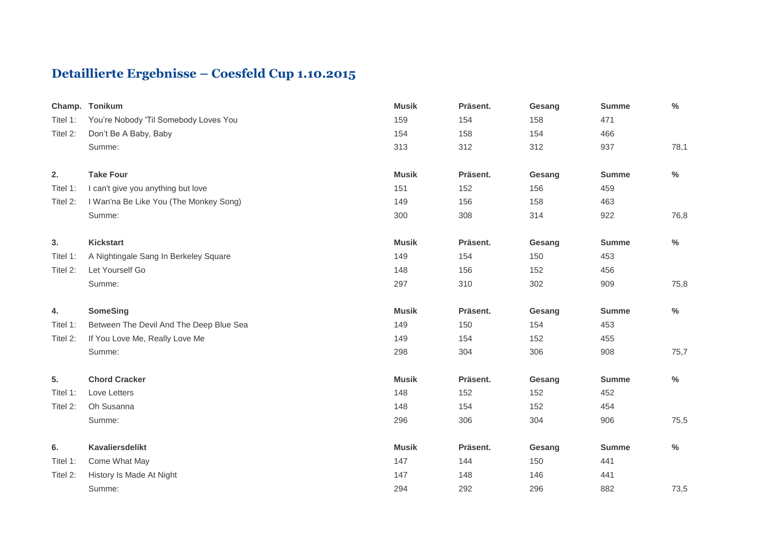# Detaillierte Ergebnisse – Coesfeld Cup 1.10.2015

| **Champ.** | **Tonikum** | **Musik** | **Präsent.** | **Gesang** | **Summe** | **%** |
|---|---|---|---|---|---|---|
| Titel 1: | You're Nobody 'Til Somebody Loves You | 159 | 154 | 158 | 471 | |
| Titel 2: | Don't Be A Baby, Baby | 154 | 158 | 154 | 466 | |
| | Summe: | 313 | 312 | 312 | 937 | 78,1 |
| **2.** | **Take Four** | **Musik** | **Präsent.** | **Gesang** | **Summe** | **%** |
| Titel 1: | I can't give you anything but love | 151 | 152 | 156 | 459 | |
| Titel 2: | I Wan'na Be Like You (The Monkey Song) | 149 | 156 | 158 | 463 | |
| | Summe: | 300 | 308 | 314 | 922 | 76,8 |
| **3.** | **Kickstart** | **Musik** | **Präsent.** | **Gesang** | **Summe** | **%** |
| Titel 1: | A Nightingale Sang In Berkeley Square | 149 | 154 | 150 | 453 | |
| Titel 2: | Let Yourself Go | 148 | 156 | 152 | 456 | |
| | Summe: | 297 | 310 | 302 | 909 | 75,8 |
| **4.** | **SomeSing** | **Musik** | **Präsent.** | **Gesang** | **Summe** | **%** |
| Titel 1: | Between The Devil And The Deep Blue Sea | 149 | 150 | 154 | 453 | |
| Titel 2: | If You Love Me, Really Love Me | 149 | 154 | 152 | 455 | |
| | Summe: | 298 | 304 | 306 | 908 | 75,7 |
| **5.** | **Chord Cracker** | **Musik** | **Präsent.** | **Gesang** | **Summe** | **%** |
| Titel 1: | Love Letters | 148 | 152 | 152 | 452 | |
| Titel 2: | Oh Susanna | 148 | 154 | 152 | 454 | |
| | Summe: | 296 | 306 | 304 | 906 | 75,5 |
| **6.** | **Kavaliersdelikt** | **Musik** | **Präsent.** | **Gesang** | **Summe** | **%** |
| Titel 1: | Come What May | 147 | 144 | 150 | 441 | |
| Titel 2: | History Is Made At Night | 147 | 148 | 146 | 441 | |
| | Summe: | 294 | 292 | 296 | 882 | 73,5 |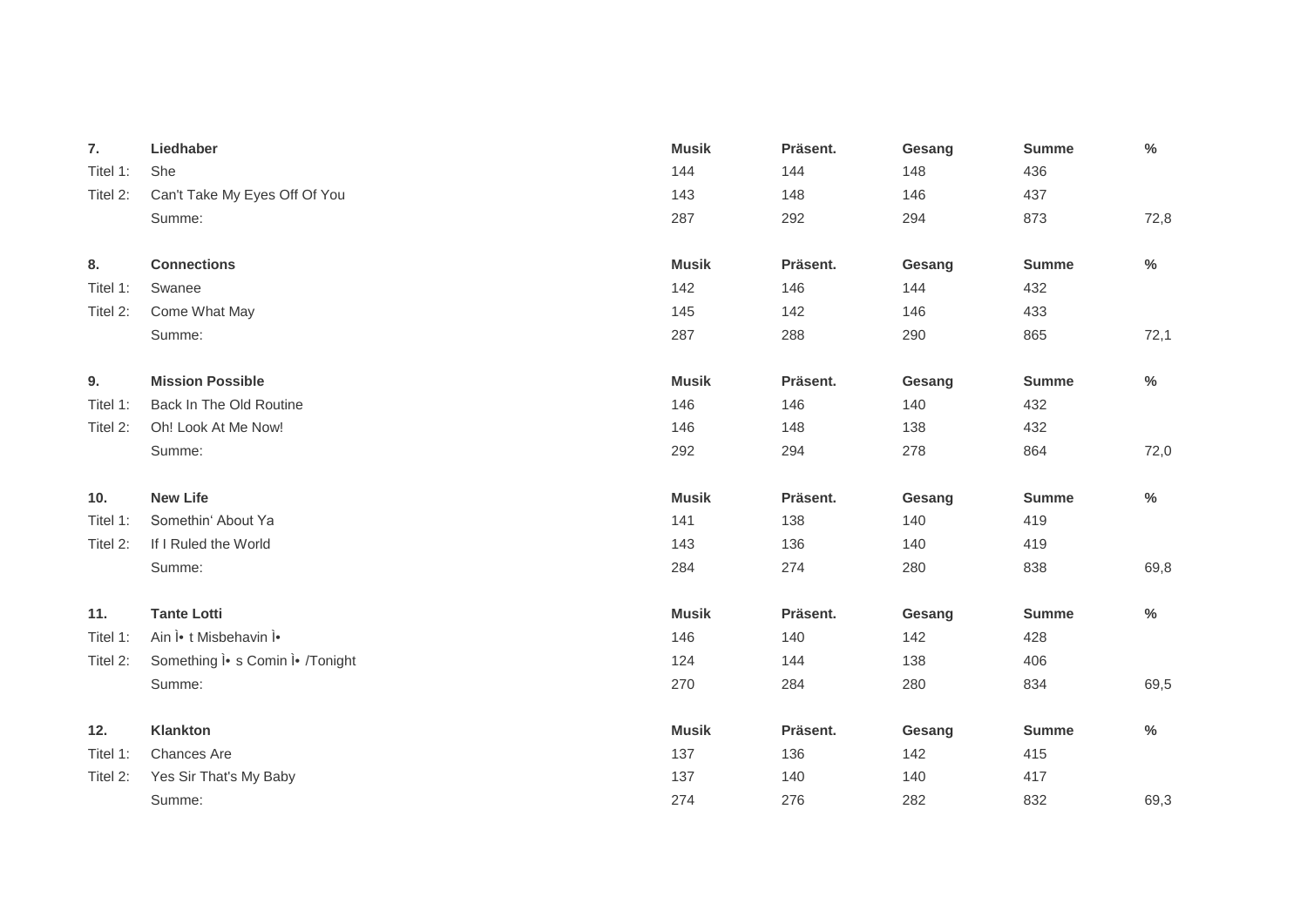| 7. | Liedhaber | Musik | Präsent. | Gesang | Summe | % |
|---|---|---|---|---|---|---|
| Titel 1: | She | 144 | 144 | 148 | 436 | |
| Titel 2: | Can't Take My Eyes Off Of You | 143 | 148 | 146 | 437 | |
| | Summe: | 287 | 292 | 294 | 873 | 72,8 |

| 8. | Connections | Musik | Präsent. | Gesang | Summe | % |
|---|---|---|---|---|---|---|
| Titel 1: | Swanee | 142 | 146 | 144 | 432 | |
| Titel 2: | Come What May | 145 | 142 | 146 | 433 | |
| | Summe: | 287 | 288 | 290 | 865 | 72,1 |

| 9. | Mission Possible | Musik | Präsent. | Gesang | Summe | % |
|---|---|---|---|---|---|---|
| Titel 1: | Back In The Old Routine | 146 | 146 | 140 | 432 | |
| Titel 2: | Oh! Look At Me Now! | 146 | 148 | 138 | 432 | |
| | Summe: | 292 | 294 | 278 | 864 | 72,0 |

| 10. | New Life | Musik | Präsent. | Gesang | Summe | % |
|---|---|---|---|---|---|---|
| Titel 1: | Somethin' About Ya | 141 | 138 | 140 | 419 | |
| Titel 2: | If I Ruled the World | 143 | 136 | 140 | 419 | |
| | Summe: | 284 | 274 | 280 | 838 | 69,8 |

| 11. | Tante Lotti | Musik | Präsent. | Gesang | Summe | % |
|---|---|---|---|---|---|---|
| Titel 1: | Ain Ì• t Misbehavin Ì• | 146 | 140 | 142 | 428 | |
| Titel 2: | Something Ì• s Comin Ì• /Tonight | 124 | 144 | 138 | 406 | |
| | Summe: | 270 | 284 | 280 | 834 | 69,5 |

| 12. | Klankton | Musik | Präsent. | Gesang | Summe | % |
|---|---|---|---|---|---|---|
| Titel 1: | Chances Are | 137 | 136 | 142 | 415 | |
| Titel 2: | Yes Sir That's My Baby | 137 | 140 | 140 | 417 | |
| | Summe: | 274 | 276 | 282 | 832 | 69,3 |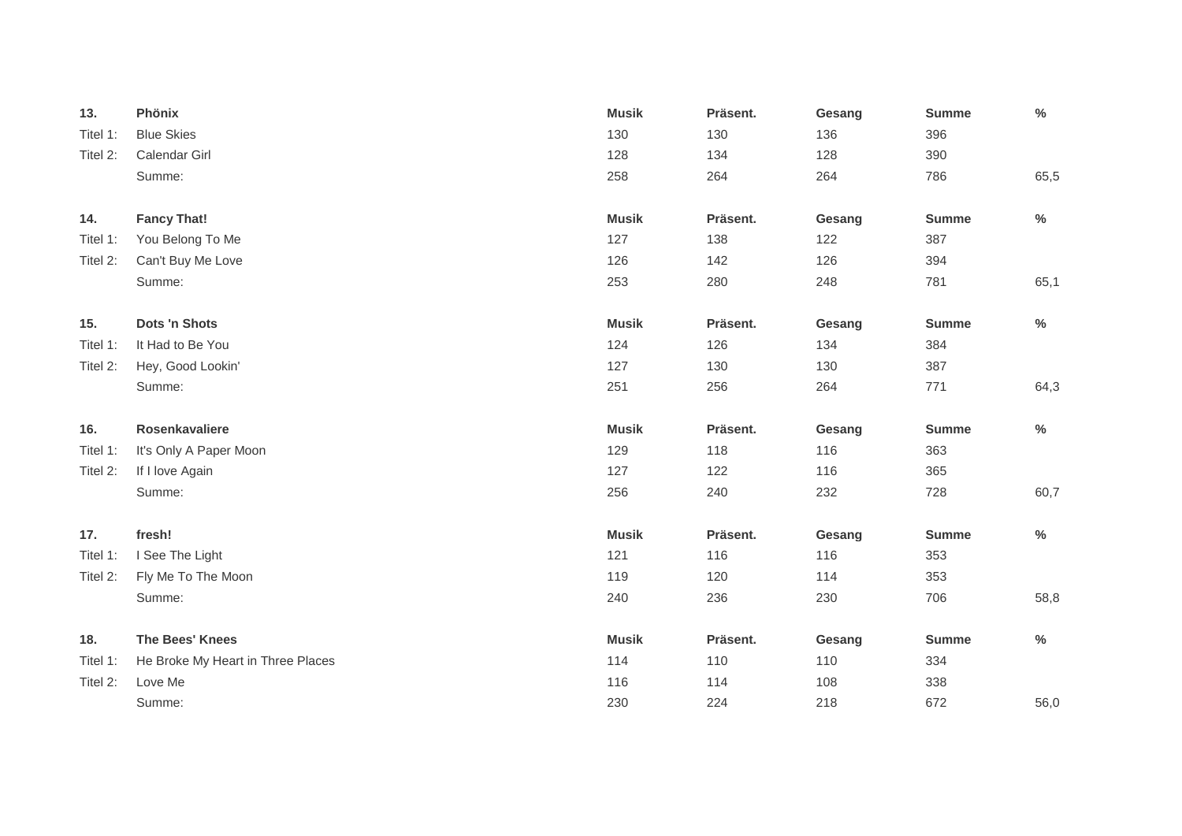| 13. | Phönix | Musik | Präsent. | Gesang | Summe | % |
|---|---|---|---|---|---|---|
| Titel 1: | Blue Skies | 130 | 130 | 136 | 396 | |
| Titel 2: | Calendar Girl | 128 | 134 | 128 | 390 | |
| | Summe: | 258 | 264 | 264 | 786 | 65,5 |

| 14. | Fancy That! | Musik | Präsent. | Gesang | Summe | % |
|---|---|---|---|---|---|---|
| Titel 1: | You Belong To Me | 127 | 138 | 122 | 387 | |
| Titel 2: | Can't Buy Me Love | 126 | 142 | 126 | 394 | |
| | Summe: | 253 | 280 | 248 | 781 | 65,1 |

| 15. | Dots 'n Shots | Musik | Präsent. | Gesang | Summe | % |
|---|---|---|---|---|---|---|
| Titel 1: | It Had to Be You | 124 | 126 | 134 | 384 | |
| Titel 2: | Hey, Good Lookin' | 127 | 130 | 130 | 387 | |
| | Summe: | 251 | 256 | 264 | 771 | 64,3 |

| 16. | Rosenkavaliere | Musik | Präsent. | Gesang | Summe | % |
|---|---|---|---|---|---|---|
| Titel 1: | It's Only A Paper Moon | 129 | 118 | 116 | 363 | |
| Titel 2: | If I love Again | 127 | 122 | 116 | 365 | |
| | Summe: | 256 | 240 | 232 | 728 | 60,7 |

| 17. | fresh! | Musik | Präsent. | Gesang | Summe | % |
|---|---|---|---|---|---|---|
| Titel 1: | I See The Light | 121 | 116 | 116 | 353 | |
| Titel 2: | Fly Me To The Moon | 119 | 120 | 114 | 353 | |
| | Summe: | 240 | 236 | 230 | 706 | 58,8 |

| 18. | The Bees' Knees | Musik | Präsent. | Gesang | Summe | % |
|---|---|---|---|---|---|---|
| Titel 1: | He Broke My Heart in Three Places | 114 | 110 | 110 | 334 | |
| Titel 2: | Love Me | 116 | 114 | 108 | 338 | |
| | Summe: | 230 | 224 | 218 | 672 | 56,0 |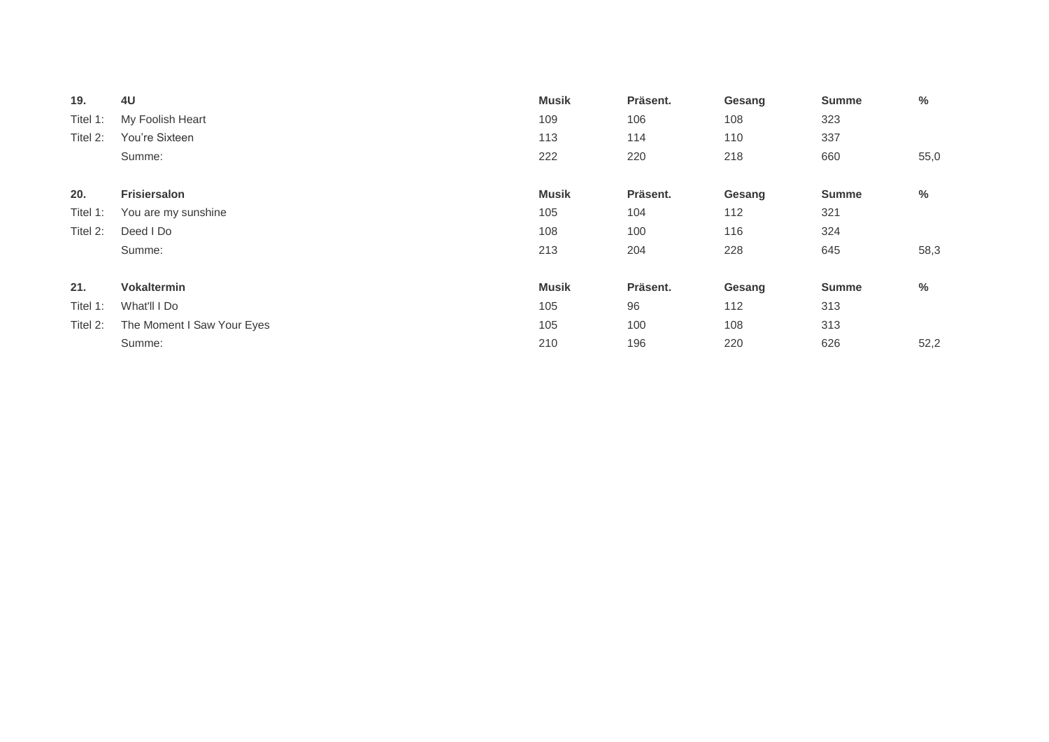| | | Musik | Präsent. | Gesang | Summe | % |
|---|---|---|---|---|---|---|
| **19.** | **4U** | **Musik** | **Präsent.** | **Gesang** | **Summe** | **%** |
| Titel 1: | My Foolish Heart | 109 | 106 | 108 | 323 | |
| Titel 2: | You're Sixteen | 113 | 114 | 110 | 337 | |
| | Summe: | 222 | 220 | 218 | 660 | 55,0 |
| **20.** | **Frisiersalon** | **Musik** | **Präsent.** | **Gesang** | **Summe** | **%** |
| Titel 1: | You are my sunshine | 105 | 104 | 112 | 321 | |
| Titel 2: | Deed I Do | 108 | 100 | 116 | 324 | |
| | Summe: | 213 | 204 | 228 | 645 | 58,3 |
| **21.** | **Vokaltermin** | **Musik** | **Präsent.** | **Gesang** | **Summe** | **%** |
| Titel 1: | What'll I Do | 105 | 96 | 112 | 313 | |
| Titel 2: | The Moment I Saw Your Eyes | 105 | 100 | 108 | 313 | |
| | Summe: | 210 | 196 | 220 | 626 | 52,2 |